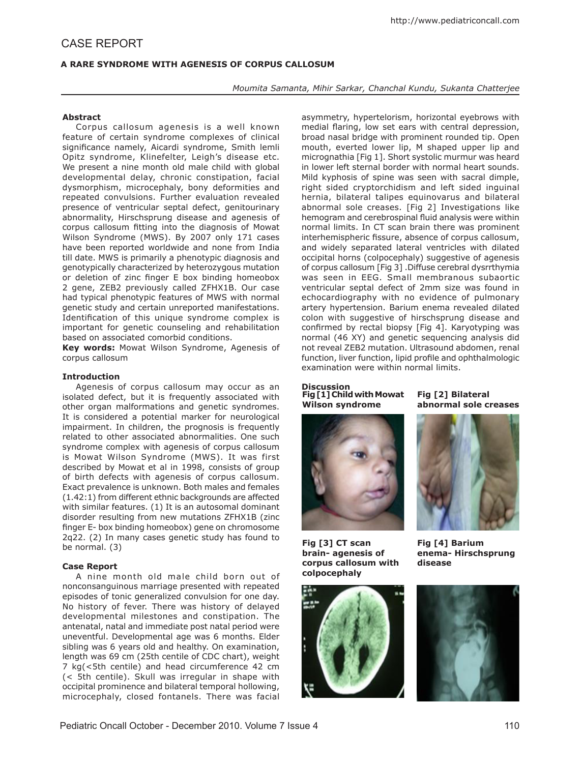# CASE REPORT

## A RARE SYNDROME WITH AGENESIS OF CORPUS CALLOSUM

*Moumita Samanta, Mihir Sarkar, Chanchal Kundu, Sukanta Chatterjee*

### Abstract

Corpus callosum agenesis is a well known feature of certain syndrome complexes of clinical significance namely, Aicardi syndrome, Smith lemli Opitz syndrome, Klinefelter, Leigh's disease etc. We present a nine month old male child with global developmental delay, chronic constipation, facial dysmorphism, microcephaly, bony deformities and repeated convulsions. Further evaluation revealed presence of ventricular septal defect, genitourinary abnormality, Hirschsprung disease and agenesis of corpus callosum fitting into the diagnosis of Mowat Wilson Syndrome (MWS). By 2007 only 171 cases have been reported worldwide and none from India till date. MWS is primarily a phenotypic diagnosis and genotypically characterized by heterozygous mutation or deletion of zinc finger E box binding homeobox 2 gene, ZEB2 previously called ZFHX1B. Our case had typical phenotypic features of MWS with normal genetic study and certain unreported manifestations. Identification of this unique syndrome complex is important for genetic counseling and rehabilitation based on associated comorbid conditions.

**Key words:** Mowat Wilson Syndrome, Agenesis of corpus callosum

### Introduction

Agenesis of corpus callosum may occur as an isolated defect, but it is frequently associated with other organ malformations and genetic syndromes. It is considered a potential marker for neurological impairment. In children, the prognosis is frequently related to other associated abnormalities. One such syndrome complex with agenesis of corpus callosum is Mowat Wilson Syndrome (MWS). It was first described by Mowat et al in 1998, consists of group of birth defects with agenesis of corpus callosum. Exact prevalence is unknown. Both males and females (1.42:1) from different ethnic backgrounds are affected with similar features. (1) It is an autosomal dominant disorder resulting from new mutations ZFHX1B (zinc finger E- box binding homeobox) gene on chromosome 2q22. (2) In many cases genetic study has found to be normal. (3)

### Case Report

A nine month old male child born out of nonconsanguinous marriage presented with repeated episodes of tonic generalized convulsion for one day. No history of fever. There was history of delayed developmental milestones and constipation. The antenatal, natal and immediate post natal period were uneventful. Developmental age was 6 months. Elder sibling was 6 years old and healthy. On examination, length was 69 cm (25th centile of CDC chart), weight 7 kg(<5th centile) and head circumference 42 cm (< 5th centile). Skull was irregular in shape with occipital prominence and bilateral temporal hollowing, microcephaly, closed fontanels. There was facial asymmetry, hypertelorism, horizontal eyebrows with medial flaring, low set ears with central depression, broad nasal bridge with prominent rounded tip. Open mouth, everted lower lip, M shaped upper lip and micrognathia [Fig 1]. Short systolic murmur was heard in lower left sternal border with normal heart sounds. Mild kyphosis of spine was seen with sacral dimple, right sided cryptorchidism and left sided inguinal hernia, bilateral talipes equinovarus and bilateral abnormal sole creases. [Fig 2] Investigations like hemogram and cerebrospinal fluid analysis were within normal limits. In CT scan brain there was prominent interhemispheric fissure, absence of corpus callosum, and widely separated lateral ventricles with dilated occipital horns (colpocephaly) suggestive of agenesis of corpus callosum [Fig 3] .Diffuse cerebral dysrrthymia was seen in EEG. Small membranous subaortic ventricular septal defect of 2mm size was found in echocardiography with no evidence of pulmonary artery hypertension. Barium enema revealed dilated colon with suggestive of hirschsprung disease and confirmed by rectal biopsy [Fig 4]. Karyotyping was normal (46 XY) and genetic sequencing analysis did not reveal ZEB2 mutation. Ultrasound abdomen, renal function, liver function, lipid profile and ophthalmologic examination were within normal limits.

### Discussion

**Fig [1] Child with Mowat Wilson syndrome**

**Fig [2] Bilateral abnormal sole creases**

**Fig [3] CT scan brain- agenesis of corpus callosum with colpocephaly**

**Fig [4] Barium enema- Hirschsprung disease**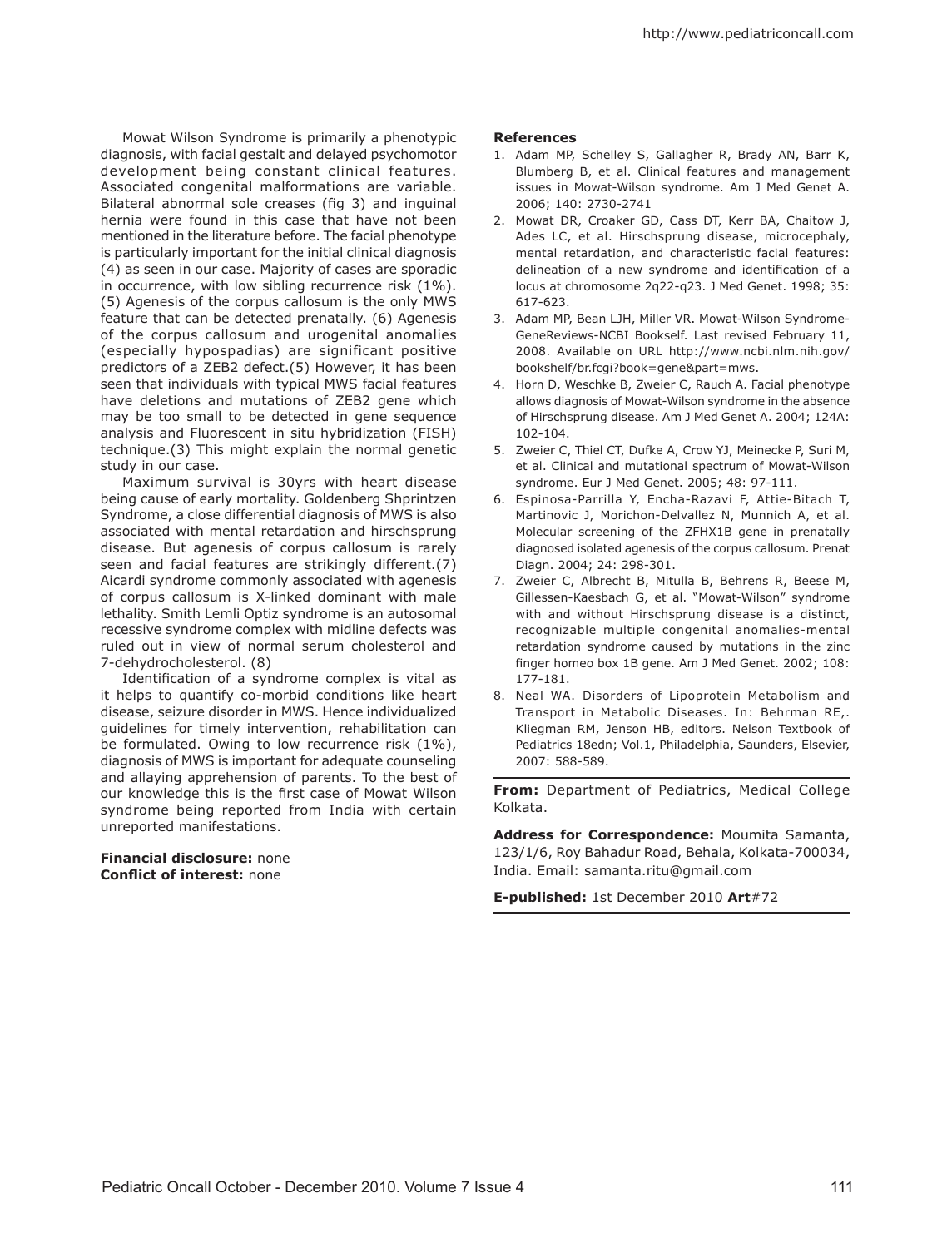Mowat Wilson Syndrome is primarily a phenotypic diagnosis, with facial gestalt and delayed psychomotor development being constant clinical features. Associated congenital malformations are variable. Bilateral abnormal sole creases (fig 3) and inguinal hernia were found in this case that have not been mentioned in the literature before. The facial phenotype is particularly important for the initial clinical diagnosis (4) as seen in our case. Majority of cases are sporadic in occurrence, with low sibling recurrence risk (1%). (5) Agenesis of the corpus callosum is the only MWS feature that can be detected prenatally. (6) Agenesis of the corpus callosum and urogenital anomalies (especially hypospadias) are significant positive predictors of a ZEB2 defect.(5) However, it has been seen that individuals with typical MWS facial features have deletions and mutations of ZEB2 gene which may be too small to be detected in gene sequence analysis and Fluorescent in situ hybridization (FISH) technique.(3) This might explain the normal genetic study in our case.

Maximum survival is 30yrs with heart disease being cause of early mortality. Goldenberg Shprintzen Syndrome, a close differential diagnosis of MWS is also associated with mental retardation and hirschsprung disease. But agenesis of corpus callosum is rarely seen and facial features are strikingly different.(7) Aicardi syndrome commonly associated with agenesis of corpus callosum is X-linked dominant with male lethality. Smith Lemli Optiz syndrome is an autosomal recessive syndrome complex with midline defects was ruled out in view of normal serum cholesterol and 7-dehydrocholesterol. (8)

Identification of a syndrome complex is vital as it helps to quantify co-morbid conditions like heart disease, seizure disorder in MWS. Hence individualized guidelines for timely intervention, rehabilitation can be formulated. Owing to low recurrence risk (1%), diagnosis of MWS is important for adequate counseling and allaying apprehension of parents. To the best of our knowledge this is the first case of Mowat Wilson syndrome being reported from India with certain unreported manifestations.

**Financial disclosure:** none
**Conflict of interest:** none

**References**

1. Adam MP, Schelley S, Gallagher R, Brady AN, Barr K, Blumberg B, et al. Clinical features and management issues in Mowat-Wilson syndrome. Am J Med Genet A. 2006; 140: 2730-2741
2. Mowat DR, Croaker GD, Cass DT, Kerr BA, Chaitow J, Ades LC, et al. Hirschsprung disease, microcephaly, mental retardation, and characteristic facial features: delineation of a new syndrome and identification of a locus at chromosome 2q22-q23. J Med Genet. 1998; 35: 617-623.
3. Adam MP, Bean LJH, Miller VR. Mowat-Wilson Syndrome-GeneReviews-NCBI Bookself. Last revised February 11, 2008. Available on URL http://www.ncbi.nlm.nih.gov/bookshelf/br.fcgi?book=gene&part=mws.
4. Horn D, Weschke B, Zweier C, Rauch A. Facial phenotype allows diagnosis of Mowat-Wilson syndrome in the absence of Hirschsprung disease. Am J Med Genet A. 2004; 124A: 102-104.
5. Zweier C, Thiel CT, Dufke A, Crow YJ, Meinecke P, Suri M, et al. Clinical and mutational spectrum of Mowat-Wilson syndrome. Eur J Med Genet. 2005; 48: 97-111.
6. Espinosa-Parrilla Y, Encha-Razavi F, Attie-Bitach T, Martinovic J, Morichon-Delvallez N, Munnich A, et al. Molecular screening of the ZFHX1B gene in prenatally diagnosed isolated agenesis of the corpus callosum. Prenat Diagn. 2004; 24: 298-301.
7. Zweier C, Albrecht B, Mitulla B, Behrens R, Beese M, Gillessen-Kaesbach G, et al. "Mowat-Wilson" syndrome with and without Hirschsprung disease is a distinct, recognizable multiple congenital anomalies-mental retardation syndrome caused by mutations in the zinc finger homeo box 1B gene. Am J Med Genet. 2002; 108: 177-181.
8. Neal WA. Disorders of Lipoprotein Metabolism and Transport in Metabolic Diseases. In: Behrman RE,. Kliegman RM, Jenson HB, editors. Nelson Textbook of Pediatrics 18edn; Vol.1, Philadelphia, Saunders, Elsevier, 2007: 588-589.

**From:** Department of Pediatrics, Medical College Kolkata.

**Address for Correspondence:** Moumita Samanta, 123/1/6, Roy Bahadur Road, Behala, Kolkata-700034, India. Email: samanta.ritu@gmail.com

**E-published:** 1st December 2010 **Art**#72